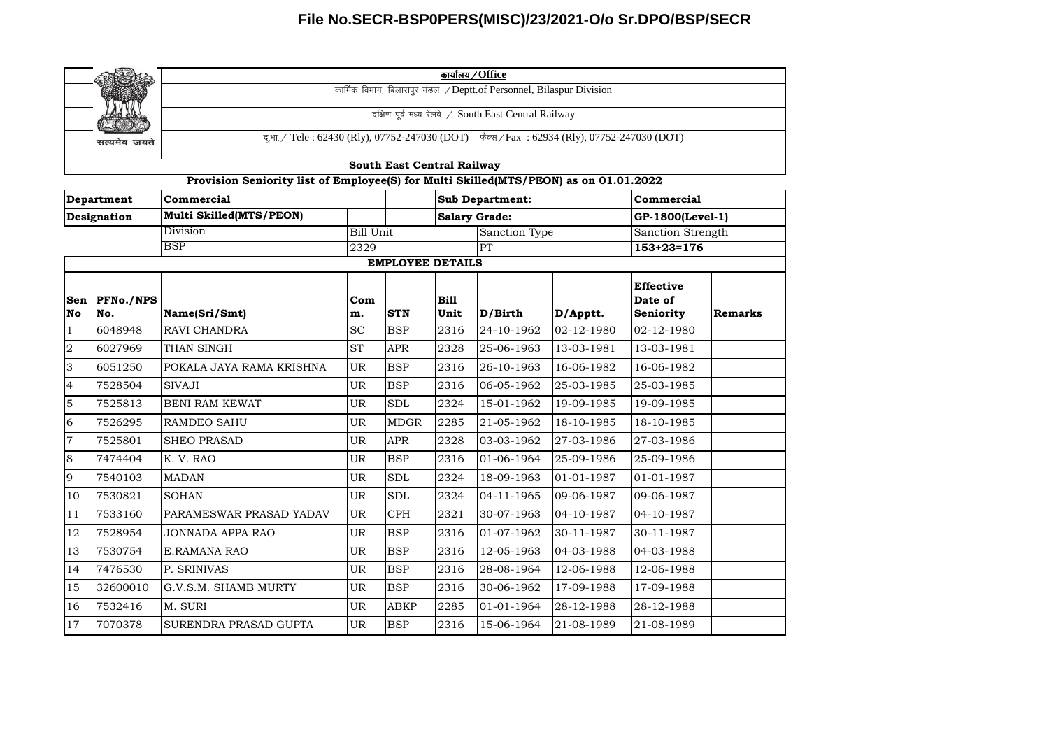# File No.SECR-BSP0PERS(MISC)/23/2021-O/o Sr.DPO/BSP/SECR

| | कार्यालय / Office |
|---|---|
| | कार्मिक विभाग, बिलासपुर मंडल / Deptt.of Personnel, Bilaspur Division |
| | दक्षिण पूर्व मध्य रेलवे / South East Central Railway |
| सत्यमेव जयते | दू.भा. / Tele : 62430 (Rly), 07752-247030 (DOT) फैक्स / Fax : 62934 (Rly), 07752-247030 (DOT) |

**South East Central Railway**

**Provision Seniority list of Employee(S) for Multi Skilled(MTS/PEON) as on 01.01.2022**

| Department | Commercial | | | Sub Department: | | Commercial |
|---|---|---|---|---|---|---|
| Designation | Multi Skilled(MTS/PEON) | | | Salary Grade: | | GP-1800(Level-1) |
| | Division | Bill Unit | | Sanction Type | | Sanction Strength |
| | BSP | 2329 | | PT | | 153+23=176 |

**EMPLOYEE DETAILS**

| Sen No | PFNo./NPS No. | Name(Sri/Smt) | Comm. | STN | Bill Unit | D/Birth | D/Apptt. | Effective Date of Seniority | Remarks |
|---|---|---|---|---|---|---|---|---|---|
| 1 | 6048948 | RAVI CHANDRA | SC | BSP | 2316 | 24-10-1962 | 02-12-1980 | 02-12-1980 | |
| 2 | 6027969 | THAN SINGH | ST | APR | 2328 | 25-06-1963 | 13-03-1981 | 13-03-1981 | |
| 3 | 6051250 | POKALA JAYA RAMA KRISHNA | UR | BSP | 2316 | 26-10-1963 | 16-06-1982 | 16-06-1982 | |
| 4 | 7528504 | SIVAJI | UR | BSP | 2316 | 06-05-1962 | 25-03-1985 | 25-03-1985 | |
| 5 | 7525813 | BENI RAM KEWAT | UR | SDL | 2324 | 15-01-1962 | 19-09-1985 | 19-09-1985 | |
| 6 | 7526295 | RAMDEO SAHU | UR | MDGR | 2285 | 21-05-1962 | 18-10-1985 | 18-10-1985 | |
| 7 | 7525801 | SHEO PRASAD | UR | APR | 2328 | 03-03-1962 | 27-03-1986 | 27-03-1986 | |
| 8 | 7474404 | K. V. RAO | UR | BSP | 2316 | 01-06-1964 | 25-09-1986 | 25-09-1986 | |
| 9 | 7540103 | MADAN | UR | SDL | 2324 | 18-09-1963 | 01-01-1987 | 01-01-1987 | |
| 10 | 7530821 | SOHAN | UR | SDL | 2324 | 04-11-1965 | 09-06-1987 | 09-06-1987 | |
| 11 | 7533160 | PARAMESWAR PRASAD YADAV | UR | CPH | 2321 | 30-07-1963 | 04-10-1987 | 04-10-1987 | |
| 12 | 7528954 | JONNADA APPA RAO | UR | BSP | 2316 | 01-07-1962 | 30-11-1987 | 30-11-1987 | |
| 13 | 7530754 | E.RAMANA RAO | UR | BSP | 2316 | 12-05-1963 | 04-03-1988 | 04-03-1988 | |
| 14 | 7476530 | P. SRINIVAS | UR | BSP | 2316 | 28-08-1964 | 12-06-1988 | 12-06-1988 | |
| 15 | 32600010 | G.V.S.M. SHAMB MURTY | UR | BSP | 2316 | 30-06-1962 | 17-09-1988 | 17-09-1988 | |
| 16 | 7532416 | M. SURI | UR | ABKP | 2285 | 01-01-1964 | 28-12-1988 | 28-12-1988 | |
| 17 | 7070378 | SURENDRA PRASAD GUPTA | UR | BSP | 2316 | 15-06-1964 | 21-08-1989 | 21-08-1989 | |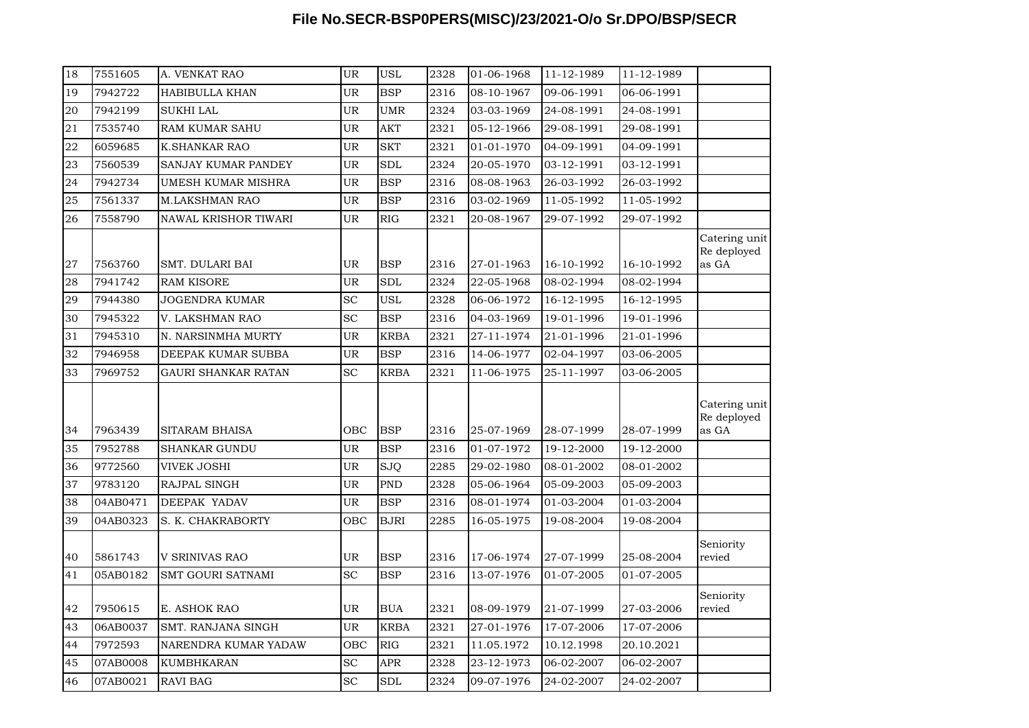| | | | | | | | | | |
|---|---|---|---|---|---|---|---|---|---|
| 18 | 7551605 | A. VENKAT RAO | UR | USL | 2328 | 01-06-1968 | 11-12-1989 | 11-12-1989 | |
| 19 | 7942722 | HABIBULLA KHAN | UR | BSP | 2316 | 08-10-1967 | 09-06-1991 | 06-06-1991 | |
| 20 | 7942199 | SUKHI LAL | UR | UMR | 2324 | 03-03-1969 | 24-08-1991 | 24-08-1991 | |
| 21 | 7535740 | RAM KUMAR SAHU | UR | AKT | 2321 | 05-12-1966 | 29-08-1991 | 29-08-1991 | |
| 22 | 6059685 | K.SHANKAR RAO | UR | SKT | 2321 | 01-01-1970 | 04-09-1991 | 04-09-1991 | |
| 23 | 7560539 | SANJAY KUMAR PANDEY | UR | SDL | 2324 | 20-05-1970 | 03-12-1991 | 03-12-1991 | |
| 24 | 7942734 | UMESH KUMAR MISHRA | UR | BSP | 2316 | 08-08-1963 | 26-03-1992 | 26-03-1992 | |
| 25 | 7561337 | M.LAKSHMAN RAO | UR | BSP | 2316 | 03-02-1969 | 11-05-1992 | 11-05-1992 | |
| 26 | 7558790 | NAWAL KRISHOR TIWARI | UR | RIG | 2321 | 20-08-1967 | 29-07-1992 | 29-07-1992 | |
| 27 | 7563760 | SMT. DULARI BAI | UR | BSP | 2316 | 27-01-1963 | 16-10-1992 | 16-10-1992 | Catering unit Re deployed as GA |
| 28 | 7941742 | RAM KISORE | UR | SDL | 2324 | 22-05-1968 | 08-02-1994 | 08-02-1994 | |
| 29 | 7944380 | JOGENDRA KUMAR | SC | USL | 2328 | 06-06-1972 | 16-12-1995 | 16-12-1995 | |
| 30 | 7945322 | V. LAKSHMAN RAO | SC | BSP | 2316 | 04-03-1969 | 19-01-1996 | 19-01-1996 | |
| 31 | 7945310 | N. NARSINMHA MURTY | UR | KRBA | 2321 | 27-11-1974 | 21-01-1996 | 21-01-1996 | |
| 32 | 7946958 | DEEPAK KUMAR SUBBA | UR | BSP | 2316 | 14-06-1977 | 02-04-1997 | 03-06-2005 | |
| 33 | 7969752 | GAURI SHANKAR RATAN | SC | KRBA | 2321 | 11-06-1975 | 25-11-1997 | 03-06-2005 | |
| 34 | 7963439 | SITARAM BHAISA | OBC | BSP | 2316 | 25-07-1969 | 28-07-1999 | 28-07-1999 | Catering unit Re deployed as GA |
| 35 | 7952788 | SHANKAR GUNDU | UR | BSP | 2316 | 01-07-1972 | 19-12-2000 | 19-12-2000 | |
| 36 | 9772560 | VIVEK JOSHI | UR | SJQ | 2285 | 29-02-1980 | 08-01-2002 | 08-01-2002 | |
| 37 | 9783120 | RAJPAL SINGH | UR | PND | 2328 | 05-06-1964 | 05-09-2003 | 05-09-2003 | |
| 38 | 04AB0471 | DEEPAK YADAV | UR | BSP | 2316 | 08-01-1974 | 01-03-2004 | 01-03-2004 | |
| 39 | 04AB0323 | S. K. CHAKRABORTY | OBC | BJRI | 2285 | 16-05-1975 | 19-08-2004 | 19-08-2004 | |
| 40 | 5861743 | V SRINIVAS RAO | UR | BSP | 2316 | 17-06-1974 | 27-07-1999 | 25-08-2004 | Seniority revied |
| 41 | 05AB0182 | SMT GOURI SATNAMI | SC | BSP | 2316 | 13-07-1976 | 01-07-2005 | 01-07-2005 | |
| 42 | 7950615 | E. ASHOK RAO | UR | BUA | 2321 | 08-09-1979 | 21-07-1999 | 27-03-2006 | Seniority revied |
| 43 | 06AB0037 | SMT. RANJANA SINGH | UR | KRBA | 2321 | 27-01-1976 | 17-07-2006 | 17-07-2006 | |
| 44 | 7972593 | NARENDRA KUMAR YADAW | OBC | RIG | 2321 | 11.05.1972 | 10.12.1998 | 20.10.2021 | |
| 45 | 07AB0008 | KUMBHKARAN | SC | APR | 2328 | 23-12-1973 | 06-02-2007 | 06-02-2007 | |
| 46 | 07AB0021 | RAVI BAG | SC | SDL | 2324 | 09-07-1976 | 24-02-2007 | 24-02-2007 | |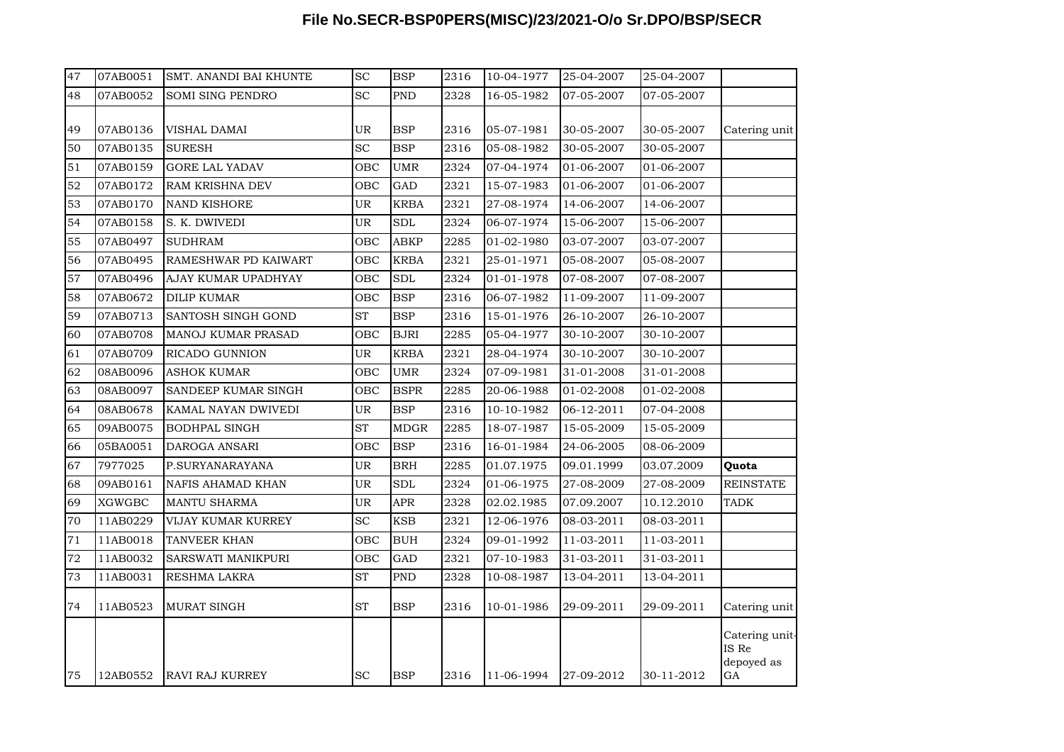# File No.SECR-BSP0PERS(MISC)/23/2021-O/o Sr.DPO/BSP/SECR

| | | | | | | | | | |
|---|---|---|---|---|---|---|---|---|---|
| 47 | 07AB0051 | SMT. ANANDI BAI KHUNTE | SC | BSP | 2316 | 10-04-1977 | 25-04-2007 | 25-04-2007 | |
| 48 | 07AB0052 | SOMI SING PENDRO | SC | PND | 2328 | 16-05-1982 | 07-05-2007 | 07-05-2007 | |
| 49 | 07AB0136 | VISHAL DAMAI | UR | BSP | 2316 | 05-07-1981 | 30-05-2007 | 30-05-2007 | Catering unit |
| 50 | 07AB0135 | SURESH | SC | BSP | 2316 | 05-08-1982 | 30-05-2007 | 30-05-2007 | |
| 51 | 07AB0159 | GORE LAL YADAV | OBC | UMR | 2324 | 07-04-1974 | 01-06-2007 | 01-06-2007 | |
| 52 | 07AB0172 | RAM KRISHNA DEV | OBC | GAD | 2321 | 15-07-1983 | 01-06-2007 | 01-06-2007 | |
| 53 | 07AB0170 | NAND KISHORE | UR | KRBA | 2321 | 27-08-1974 | 14-06-2007 | 14-06-2007 | |
| 54 | 07AB0158 | S. K. DWIVEDI | UR | SDL | 2324 | 06-07-1974 | 15-06-2007 | 15-06-2007 | |
| 55 | 07AB0497 | SUDHRAM | OBC | ABKP | 2285 | 01-02-1980 | 03-07-2007 | 03-07-2007 | |
| 56 | 07AB0495 | RAMESHWAR PD KAIWART | OBC | KRBA | 2321 | 25-01-1971 | 05-08-2007 | 05-08-2007 | |
| 57 | 07AB0496 | AJAY KUMAR UPADHYAY | OBC | SDL | 2324 | 01-01-1978 | 07-08-2007 | 07-08-2007 | |
| 58 | 07AB0672 | DILIP KUMAR | OBC | BSP | 2316 | 06-07-1982 | 11-09-2007 | 11-09-2007 | |
| 59 | 07AB0713 | SANTOSH SINGH GOND | ST | BSP | 2316 | 15-01-1976 | 26-10-2007 | 26-10-2007 | |
| 60 | 07AB0708 | MANOJ KUMAR PRASAD | OBC | BJRI | 2285 | 05-04-1977 | 30-10-2007 | 30-10-2007 | |
| 61 | 07AB0709 | RICADO GUNNION | UR | KRBA | 2321 | 28-04-1974 | 30-10-2007 | 30-10-2007 | |
| 62 | 08AB0096 | ASHOK KUMAR | OBC | UMR | 2324 | 07-09-1981 | 31-01-2008 | 31-01-2008 | |
| 63 | 08AB0097 | SANDEEP KUMAR SINGH | OBC | BSPR | 2285 | 20-06-1988 | 01-02-2008 | 01-02-2008 | |
| 64 | 08AB0678 | KAMAL NAYAN DWIVEDI | UR | BSP | 2316 | 10-10-1982 | 06-12-2011 | 07-04-2008 | |
| 65 | 09AB0075 | BODHPAL SINGH | ST | MDGR | 2285 | 18-07-1987 | 15-05-2009 | 15-05-2009 | |
| 66 | 05BA0051 | DAROGA ANSARI | OBC | BSP | 2316 | 16-01-1984 | 24-06-2005 | 08-06-2009 | |
| 67 | 7977025 | P.SURYANARAYANA | UR | BRH | 2285 | 01.07.1975 | 09.01.1999 | 03.07.2009 | **Quota** |
| 68 | 09AB0161 | NAFIS AHAMAD KHAN | UR | SDL | 2324 | 01-06-1975 | 27-08-2009 | 27-08-2009 | REINSTATE |
| 69 | XGWGBC | MANTU SHARMA | UR | APR | 2328 | 02.02.1985 | 07.09.2007 | 10.12.2010 | TADK |
| 70 | 11AB0229 | VIJAY KUMAR KURREY | SC | KSB | 2321 | 12-06-1976 | 08-03-2011 | 08-03-2011 | |
| 71 | 11AB0018 | TANVEER KHAN | OBC | BUH | 2324 | 09-01-1992 | 11-03-2011 | 11-03-2011 | |
| 72 | 11AB0032 | SARSWATI MANIKPURI | OBC | GAD | 2321 | 07-10-1983 | 31-03-2011 | 31-03-2011 | |
| 73 | 11AB0031 | RESHMA LAKRA | ST | PND | 2328 | 10-08-1987 | 13-04-2011 | 13-04-2011 | |
| 74 | 11AB0523 | MURAT SINGH | ST | BSP | 2316 | 10-01-1986 | 29-09-2011 | 29-09-2011 | Catering unit |
| 75 | 12AB0552 | RAVI RAJ KURREY | SC | BSP | 2316 | 11-06-1994 | 27-09-2012 | 30-11-2012 | Catering unit-IS Re depoyed as GA |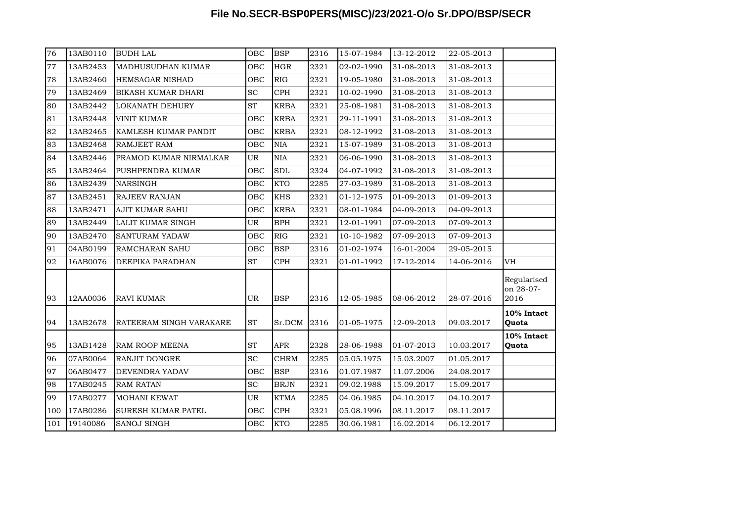# File No.SECR-BSP0PERS(MISC)/23/2021-O/o Sr.DPO/BSP/SECR

| | | | | | | | | | |
|---|---|---|---|---|---|---|---|---|---|
| 76 | 13AB0110 | BUDH LAL | OBC | BSP | 2316 | 15-07-1984 | 13-12-2012 | 22-05-2013 | |
| 77 | 13AB2453 | MADHUSUDHAN KUMAR | OBC | HGR | 2321 | 02-02-1990 | 31-08-2013 | 31-08-2013 | |
| 78 | 13AB2460 | HEMSAGAR NISHAD | OBC | RIG | 2321 | 19-05-1980 | 31-08-2013 | 31-08-2013 | |
| 79 | 13AB2469 | BIKASH KUMAR DHARI | SC | CPH | 2321 | 10-02-1990 | 31-08-2013 | 31-08-2013 | |
| 80 | 13AB2442 | LOKANATH DEHURY | ST | KRBA | 2321 | 25-08-1981 | 31-08-2013 | 31-08-2013 | |
| 81 | 13AB2448 | VINIT KUMAR | OBC | KRBA | 2321 | 29-11-1991 | 31-08-2013 | 31-08-2013 | |
| 82 | 13AB2465 | KAMLESH KUMAR PANDIT | OBC | KRBA | 2321 | 08-12-1992 | 31-08-2013 | 31-08-2013 | |
| 83 | 13AB2468 | RAMJEET RAM | OBC | NIA | 2321 | 15-07-1989 | 31-08-2013 | 31-08-2013 | |
| 84 | 13AB2446 | PRAMOD KUMAR NIRMALKAR | UR | NIA | 2321 | 06-06-1990 | 31-08-2013 | 31-08-2013 | |
| 85 | 13AB2464 | PUSHPENDRA KUMAR | OBC | SDL | 2324 | 04-07-1992 | 31-08-2013 | 31-08-2013 | |
| 86 | 13AB2439 | NARSINGH | OBC | KTO | 2285 | 27-03-1989 | 31-08-2013 | 31-08-2013 | |
| 87 | 13AB2451 | RAJEEV RANJAN | OBC | KHS | 2321 | 01-12-1975 | 01-09-2013 | 01-09-2013 | |
| 88 | 13AB2471 | AJIT KUMAR SAHU | OBC | KRBA | 2321 | 08-01-1984 | 04-09-2013 | 04-09-2013 | |
| 89 | 13AB2449 | LALIT KUMAR SINGH | UR | BPH | 2321 | 12-01-1991 | 07-09-2013 | 07-09-2013 | |
| 90 | 13AB2470 | SANTURAM YADAW | OBC | RIG | 2321 | 10-10-1982 | 07-09-2013 | 07-09-2013 | |
| 91 | 04AB0199 | RAMCHARAN SAHU | OBC | BSP | 2316 | 01-02-1974 | 16-01-2004 | 29-05-2015 | |
| 92 | 16AB0076 | DEEPIKA PARADHAN | ST | CPH | 2321 | 01-01-1992 | 17-12-2014 | 14-06-2016 | VH |
| 93 | 12AA0036 | RAVI KUMAR | UR | BSP | 2316 | 12-05-1985 | 08-06-2012 | 28-07-2016 | Regularised on 28-07-2016 |
| 94 | 13AB2678 | RATEERAM SINGH VARAKARE | ST | Sr.DCM | 2316 | 01-05-1975 | 12-09-2013 | 09.03.2017 | **10% Intact Quota** |
| 95 | 13AB1428 | RAM ROOP MEENA | ST | APR | 2328 | 28-06-1988 | 01-07-2013 | 10.03.2017 | **10% Intact Quota** |
| 96 | 07AB0064 | RANJIT DONGRE | SC | CHRM | 2285 | 05.05.1975 | 15.03.2007 | 01.05.2017 | |
| 97 | 06AB0477 | DEVENDRA YADAV | OBC | BSP | 2316 | 01.07.1987 | 11.07.2006 | 24.08.2017 | |
| 98 | 17AB0245 | RAM RATAN | SC | BRJN | 2321 | 09.02.1988 | 15.09.2017 | 15.09.2017 | |
| 99 | 17AB0277 | MOHANI KEWAT | UR | KTMA | 2285 | 04.06.1985 | 04.10.2017 | 04.10.2017 | |
| 100 | 17AB0286 | SURESH KUMAR PATEL | OBC | CPH | 2321 | 05.08.1996 | 08.11.2017 | 08.11.2017 | |
| 101 | 19140086 | SANOJ SINGH | OBC | KTO | 2285 | 30.06.1981 | 16.02.2014 | 06.12.2017 | |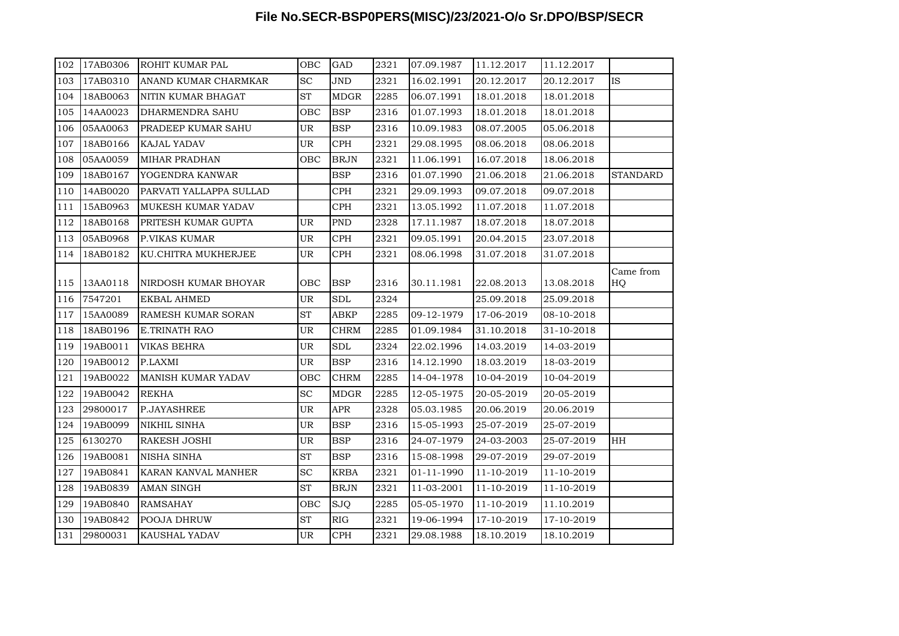| 102 | 17AB0306 | ROHIT KUMAR PAL | OBC | GAD | 2321 | 07.09.1987 | 11.12.2017 | 11.12.2017 | |
|---|---|---|---|---|---|---|---|---|---|
| 103 | 17AB0310 | ANAND KUMAR CHARMKAR | SC | JND | 2321 | 16.02.1991 | 20.12.2017 | 20.12.2017 | IS |
| 104 | 18AB0063 | NITIN KUMAR BHAGAT | ST | MDGR | 2285 | 06.07.1991 | 18.01.2018 | 18.01.2018 | |
| 105 | 14AA0023 | DHARMENDRA SAHU | OBC | BSP | 2316 | 01.07.1993 | 18.01.2018 | 18.01.2018 | |
| 106 | 05AA0063 | PRADEEP KUMAR SAHU | UR | BSP | 2316 | 10.09.1983 | 08.07.2005 | 05.06.2018 | |
| 107 | 18AB0166 | KAJAL YADAV | UR | CPH | 2321 | 29.08.1995 | 08.06.2018 | 08.06.2018 | |
| 108 | 05AA0059 | MIHAR PRADHAN | OBC | BRJN | 2321 | 11.06.1991 | 16.07.2018 | 18.06.2018 | |
| 109 | 18AB0167 | YOGENDRA KANWAR | | BSP | 2316 | 01.07.1990 | 21.06.2018 | 21.06.2018 | STANDARD |
| 110 | 14AB0020 | PARVATI YALLAPPA SULLAD | | CPH | 2321 | 29.09.1993 | 09.07.2018 | 09.07.2018 | |
| 111 | 15AB0963 | MUKESH KUMAR YADAV | | CPH | 2321 | 13.05.1992 | 11.07.2018 | 11.07.2018 | |
| 112 | 18AB0168 | PRITESH KUMAR GUPTA | UR | PND | 2328 | 17.11.1987 | 18.07.2018 | 18.07.2018 | |
| 113 | 05AB0968 | P.VIKAS KUMAR | UR | CPH | 2321 | 09.05.1991 | 20.04.2015 | 23.07.2018 | |
| 114 | 18AB0182 | KU.CHITRA MUKHERJEE | UR | CPH | 2321 | 08.06.1998 | 31.07.2018 | 31.07.2018 | |
| 115 | 13AA0118 | NIRDOSH KUMAR BHOYAR | OBC | BSP | 2316 | 30.11.1981 | 22.08.2013 | 13.08.2018 | Came from HQ |
| 116 | 7547201 | EKBAL AHMED | UR | SDL | 2324 | | 25.09.2018 | 25.09.2018 | |
| 117 | 15AA0089 | RAMESH KUMAR SORAN | ST | ABKP | 2285 | 09-12-1979 | 17-06-2019 | 08-10-2018 | |
| 118 | 18AB0196 | E.TRINATH RAO | UR | CHRM | 2285 | 01.09.1984 | 31.10.2018 | 31-10-2018 | |
| 119 | 19AB0011 | VIKAS BEHRA | UR | SDL | 2324 | 22.02.1996 | 14.03.2019 | 14-03-2019 | |
| 120 | 19AB0012 | P.LAXMI | UR | BSP | 2316 | 14.12.1990 | 18.03.2019 | 18-03-2019 | |
| 121 | 19AB0022 | MANISH KUMAR YADAV | OBC | CHRM | 2285 | 14-04-1978 | 10-04-2019 | 10-04-2019 | |
| 122 | 19AB0042 | REKHA | SC | MDGR | 2285 | 12-05-1975 | 20-05-2019 | 20-05-2019 | |
| 123 | 29800017 | P.JAYASHREE | UR | APR | 2328 | 05.03.1985 | 20.06.2019 | 20.06.2019 | |
| 124 | 19AB0099 | NIKHIL SINHA | UR | BSP | 2316 | 15-05-1993 | 25-07-2019 | 25-07-2019 | |
| 125 | 6130270 | RAKESH JOSHI | UR | BSP | 2316 | 24-07-1979 | 24-03-2003 | 25-07-2019 | HH |
| 126 | 19AB0081 | NISHA SINHA | ST | BSP | 2316 | 15-08-1998 | 29-07-2019 | 29-07-2019 | |
| 127 | 19AB0841 | KARAN KANVAL MANHER | SC | KRBA | 2321 | 01-11-1990 | 11-10-2019 | 11-10-2019 | |
| 128 | 19AB0839 | AMAN SINGH | ST | BRJN | 2321 | 11-03-2001 | 11-10-2019 | 11-10-2019 | |
| 129 | 19AB0840 | RAMSAHAY | OBC | SJQ | 2285 | 05-05-1970 | 11-10-2019 | 11.10.2019 | |
| 130 | 19AB0842 | POOJA DHRUW | ST | RIG | 2321 | 19-06-1994 | 17-10-2019 | 17-10-2019 | |
| 131 | 29800031 | KAUSHAL YADAV | UR | CPH | 2321 | 29.08.1988 | 18.10.2019 | 18.10.2019 | |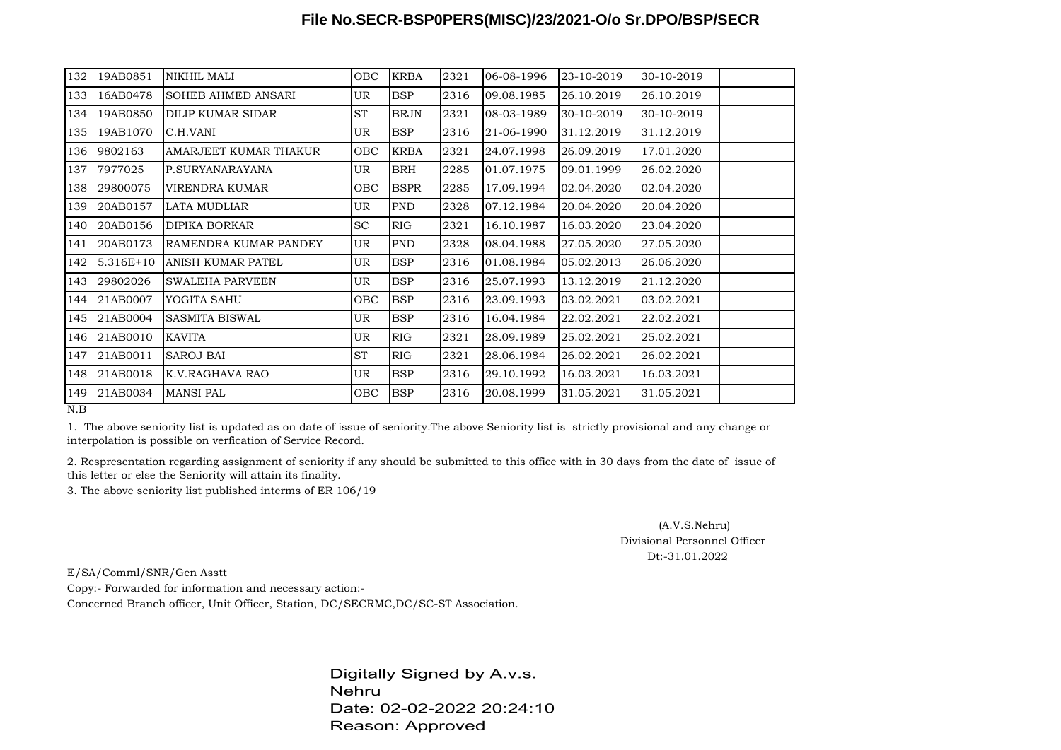# File No.SECR-BSP0PERS(MISC)/23/2021-O/o Sr.DPO/BSP/SECR

| | | | | | | | | | |
|---|---|---|---|---|---|---|---|---|---|
| 132 | 19AB0851 | NIKHIL MALI | OBC | KRBA | 2321 | 06-08-1996 | 23-10-2019 | 30-10-2019 | |
| 133 | 16AB0478 | SOHEB AHMED ANSARI | UR | BSP | 2316 | 09.08.1985 | 26.10.2019 | 26.10.2019 | |
| 134 | 19AB0850 | DILIP KUMAR SIDAR | ST | BRJN | 2321 | 08-03-1989 | 30-10-2019 | 30-10-2019 | |
| 135 | 19AB1070 | C.H.VANI | UR | BSP | 2316 | 21-06-1990 | 31.12.2019 | 31.12.2019 | |
| 136 | 9802163 | AMARJEET KUMAR THAKUR | OBC | KRBA | 2321 | 24.07.1998 | 26.09.2019 | 17.01.2020 | |
| 137 | 7977025 | P.SURYANARAYANA | UR | BRH | 2285 | 01.07.1975 | 09.01.1999 | 26.02.2020 | |
| 138 | 29800075 | VIRENDRA KUMAR | OBC | BSPR | 2285 | 17.09.1994 | 02.04.2020 | 02.04.2020 | |
| 139 | 20AB0157 | LATA MUDLIAR | UR | PND | 2328 | 07.12.1984 | 20.04.2020 | 20.04.2020 | |
| 140 | 20AB0156 | DIPIKA BORKAR | SC | RIG | 2321 | 16.10.1987 | 16.03.2020 | 23.04.2020 | |
| 141 | 20AB0173 | RAMENDRA KUMAR PANDEY | UR | PND | 2328 | 08.04.1988 | 27.05.2020 | 27.05.2020 | |
| 142 | 5.316E+10 | ANISH KUMAR PATEL | UR | BSP | 2316 | 01.08.1984 | 05.02.2013 | 26.06.2020 | |
| 143 | 29802026 | SWALEHA PARVEEN | UR | BSP | 2316 | 25.07.1993 | 13.12.2019 | 21.12.2020 | |
| 144 | 21AB0007 | YOGITA SAHU | OBC | BSP | 2316 | 23.09.1993 | 03.02.2021 | 03.02.2021 | |
| 145 | 21AB0004 | SASMITA BISWAL | UR | BSP | 2316 | 16.04.1984 | 22.02.2021 | 22.02.2021 | |
| 146 | 21AB0010 | KAVITA | UR | RIG | 2321 | 28.09.1989 | 25.02.2021 | 25.02.2021 | |
| 147 | 21AB0011 | SAROJ BAI | ST | RIG | 2321 | 28.06.1984 | 26.02.2021 | 26.02.2021 | |
| 148 | 21AB0018 | K.V.RAGHAVA RAO | UR | BSP | 2316 | 29.10.1992 | 16.03.2021 | 16.03.2021 | |
| 149 | 21AB0034 | MANSI PAL | OBC | BSP | 2316 | 20.08.1999 | 31.05.2021 | 31.05.2021 | |

N.B

1. The above seniority list is updated as on date of issue of seniority.The above Seniority list is strictly provisional and any change or interpolation is possible on verfication of Service Record.

2. Respresentation regarding assignment of seniority if any should be submitted to this office with in 30 days from the date of issue of this letter or else the Seniority will attain its finality.

3. The above seniority list published interms of ER 106/19

(A.V.S.Nehru)
Divisional Personnel Officer
Dt:-31.01.2022

E/SA/Comml/SNR/Gen Asstt

Copy:- Forwarded for information and necessary action:-

Concerned Branch officer, Unit Officer, Station, DC/SECRMC,DC/SC-ST Association.

Digitally Signed by A.v.s. Nehru
Date: 02-02-2022 20:24:10
Reason: Approved